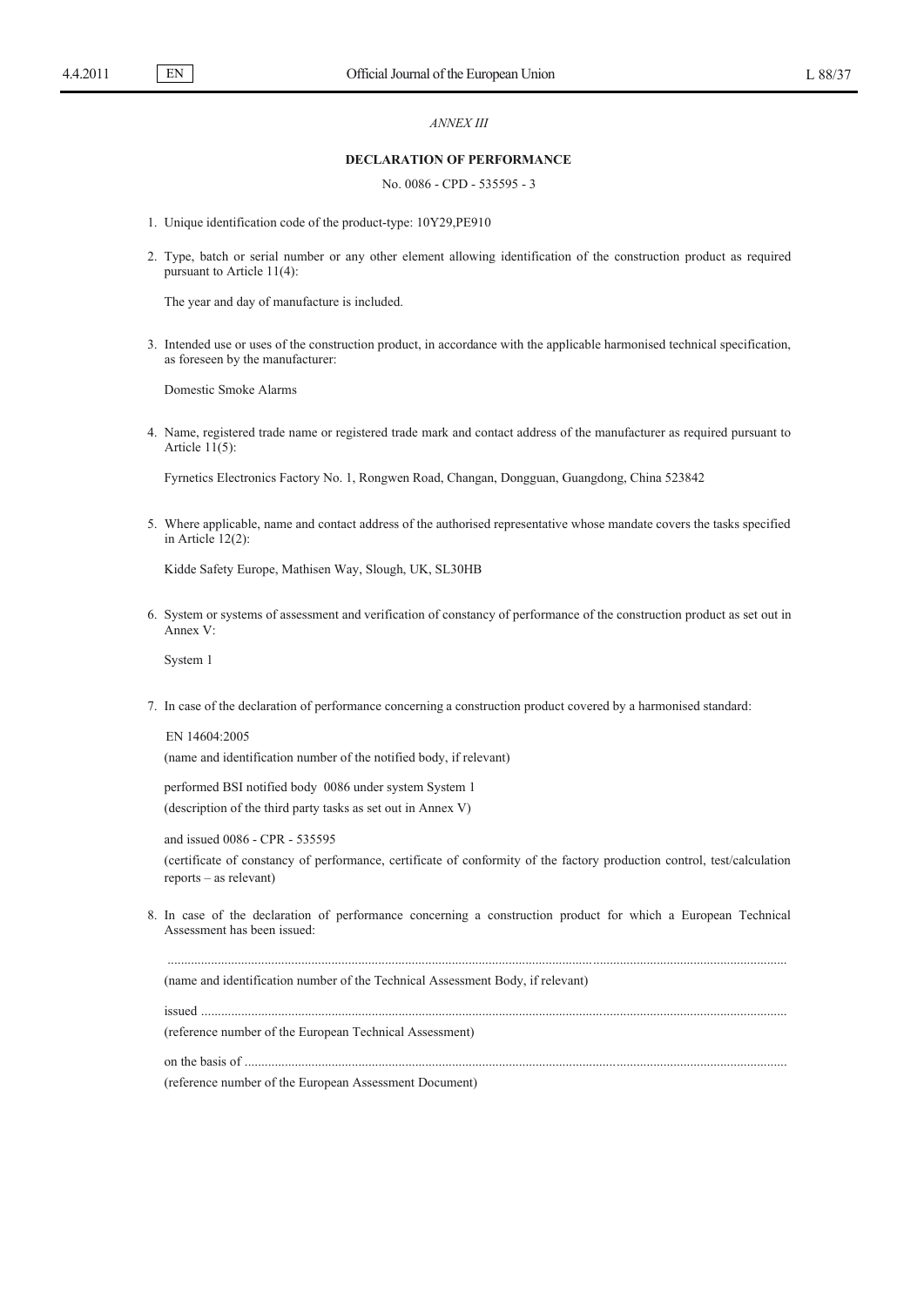*ANNEX III*

**DECLARATION OF PERFORMANCE**

No. 0086 - CPD - 535595 - 3

1. Unique identification code of the product-type: 10Y29,PE910

2. Type, batch or serial number or any other element allowing identification of the construction product as required pursuant to Article 11(4):

   The year and day of manufacture is included.

3. Intended use or uses of the construction product, in accordance with the applicable harmonised technical specification, as foreseen by the manufacturer:

   Domestic Smoke Alarms

4. Name, registered trade name or registered trade mark and contact address of the manufacturer as required pursuant to Article 11(5):

   Fyrnetics Electronics Factory No. 1, Rongwen Road, Changan, Dongguan, Guangdong, China 523842

5. Where applicable, name and contact address of the authorised representative whose mandate covers the tasks specified in Article 12(2):

   Kidde Safety Europe, Mathisen Way, Slough, UK, SL30HB

6. System or systems of assessment and verification of constancy of performance of the construction product as set out in Annex V:

   System 1

7. In case of the declaration of performance concerning a construction product covered by a harmonised standard:

   EN 14604:2005

   (name and identification number of the notified body, if relevant)

   performed BSI notified body 0086 under system System 1

   (description of the third party tasks as set out in Annex V)

   and issued 0086 - CPR - 535595

   (certificate of constancy of performance, certificate of conformity of the factory production control, test/calculation reports – as relevant)

8. In case of the declaration of performance concerning a construction product for which a European Technical Assessment has been issued:

   ..........................................................................................................................................................................

   (name and identification number of the Technical Assessment Body, if relevant)

   issued ..............................................................................................................................................................

   (reference number of the European Technical Assessment)

   on the basis of ................................................................................................................................................

   (reference number of the European Assessment Document)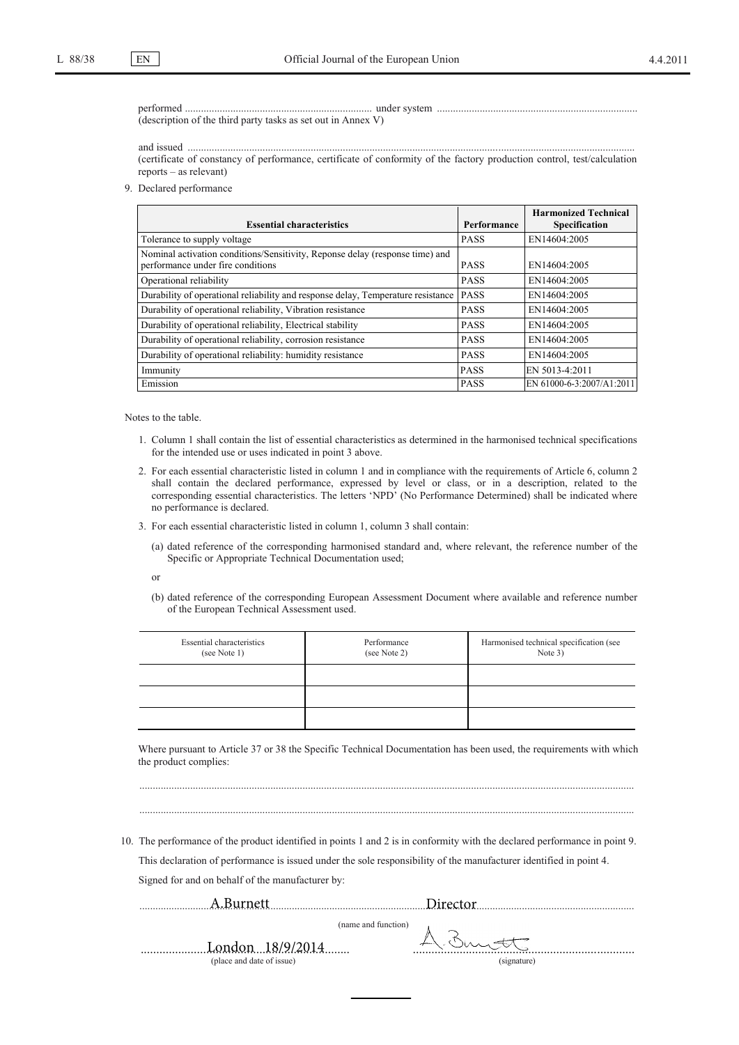performed ....................................................................... under system ..........................................................................
(description of the third party tasks as set out in Annex V)

and issued ....................................................................................................................................................................
(certificate of constancy of performance, certificate of conformity of the factory production control, test/calculation reports – as relevant)

9. Declared performance

| Essential characteristics | Performance | Harmonized Technical Specification |
|---|---|---|
| Tolerance to supply voltage | PASS | EN14604:2005 |
| Nominal activation conditions/Sensitivity, Reponse delay (response time) and performance under fire conditions | PASS | EN14604:2005 |
| Operational reliability | PASS | EN14604:2005 |
| Durability of operational reliability and response delay, Temperature resistance | PASS | EN14604:2005 |
| Durability of operational reliability, Vibration resistance | PASS | EN14604:2005 |
| Durability of operational reliability, Electrical stability | PASS | EN14604:2005 |
| Durability of operational reliability, corrosion resistance | PASS | EN14604:2005 |
| Durability of operational reliability: humidity resistance | PASS | EN14604:2005 |
| Immunity | PASS | EN 5013-4:2011 |
| Emission | PASS | EN 61000-6-3:2007/A1:2011 |

Notes to the table.

1. Column 1 shall contain the list of essential characteristics as determined in the harmonised technical specifications for the intended use or uses indicated in point 3 above.
2. For each essential characteristic listed in column 1 and in compliance with the requirements of Article 6, column 2 shall contain the declared performance, expressed by level or class, or in a description, related to the corresponding essential characteristics. The letters 'NPD' (No Performance Determined) shall be indicated where no performance is declared.
3. For each essential characteristic listed in column 1, column 3 shall contain:

   (a) dated reference of the corresponding harmonised standard and, where relevant, the reference number of the Specific or Appropriate Technical Documentation used;

   or

   (b) dated reference of the corresponding European Assessment Document where available and reference number of the European Technical Assessment used.

| Essential characteristics (see Note 1) | Performance (see Note 2) | Harmonised technical specification (see Note 3) |
|---|---|---|
| | | |
| | | |
| | | |

Where pursuant to Article 37 or 38 the Specific Technical Documentation has been used, the requirements with which the product complies:

..............................................................................................................................................................................

..............................................................................................................................................................................

10. The performance of the product identified in points 1 and 2 is in conformity with the declared performance in point 9.

This declaration of performance is issued under the sole responsibility of the manufacturer identified in point 4.

Signed for and on behalf of the manufacturer by:

A.Burnett Director
(name and function)

London 18/9/2014
(place and date of issue)

A. Burnett
(signature)